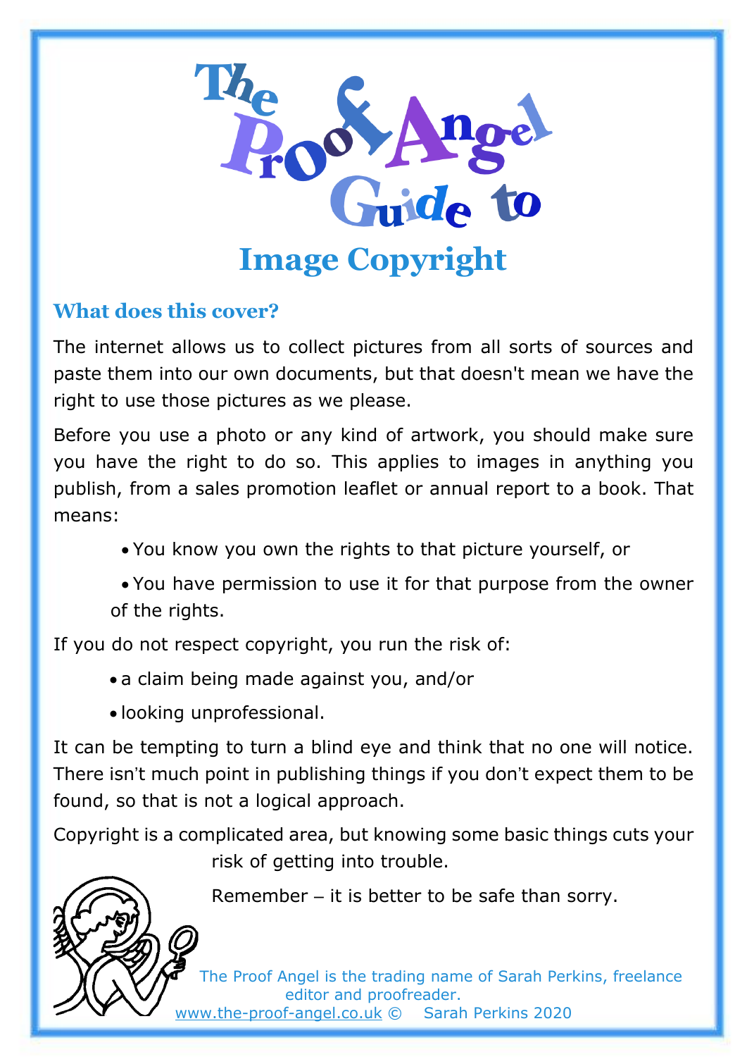# The Proof Angel Guide to

# Image Copyright

## What does this cover?

The internet allows us to collect pictures from all sorts of sources and paste them into our own documents, but that doesn't mean we have the right to use those pictures as we please.

Before you use a photo or any kind of artwork, you should make sure you have the right to do so. This applies to images in anything you publish, from a sales promotion leaflet or annual report to a book. That means:

- You know you own the rights to that picture yourself, or
- You have permission to use it for that purpose from the owner of the rights.

If you do not respect copyright, you run the risk of:

- a claim being made against you, and/or
- looking unprofessional.

It can be tempting to turn a blind eye and think that no one will notice. There isn't much point in publishing things if you don't expect them to be found, so that is not a logical approach.

Copyright is a complicated area, but knowing some basic things cuts your risk of getting into trouble.

Remember – it is better to be safe than sorry.

The Proof Angel is the trading name of Sarah Perkins, freelance editor and proofreader.
www.the-proof-angel.co.uk © Sarah Perkins 2020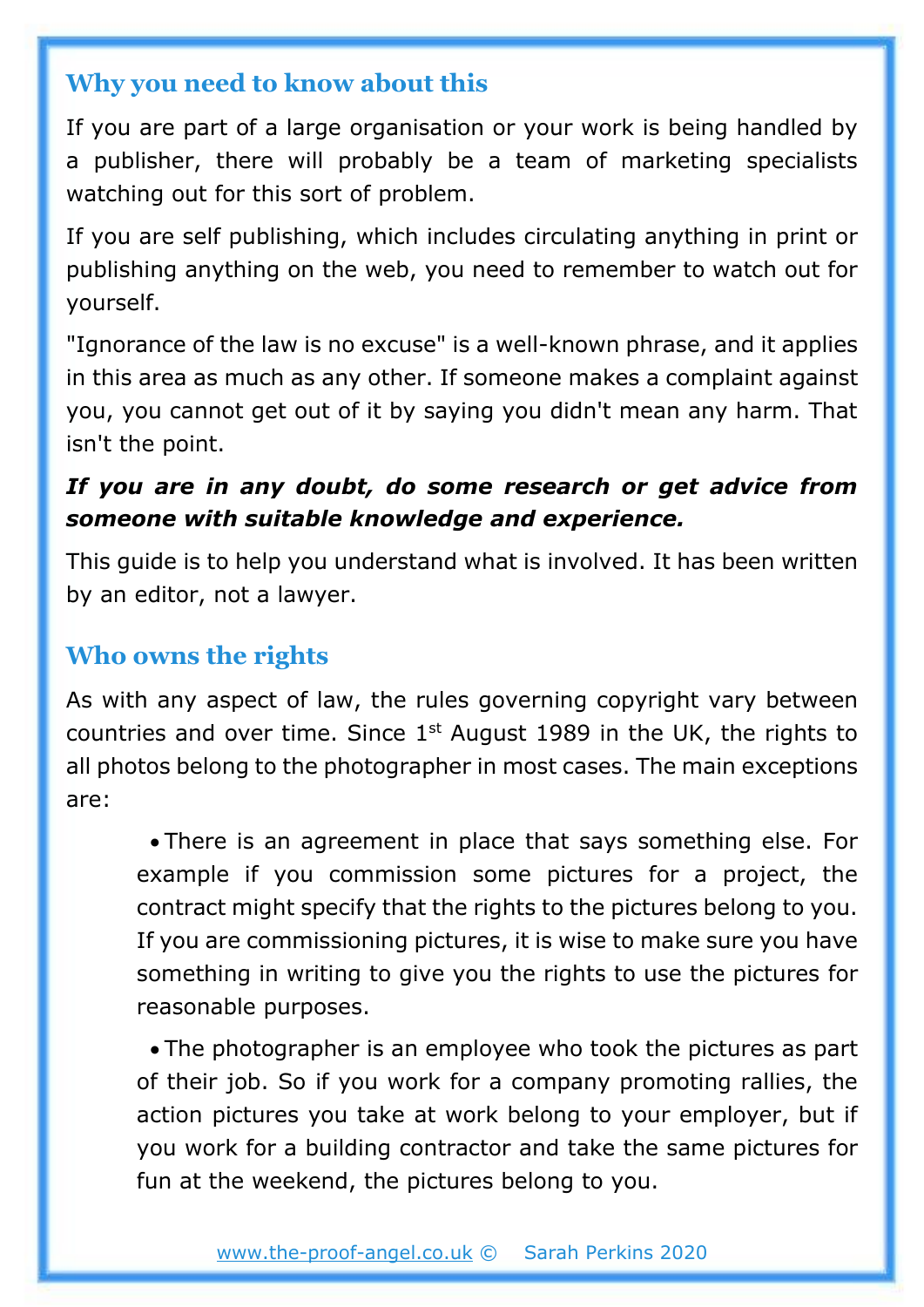## Why you need to know about this

If you are part of a large organisation or your work is being handled by a publisher, there will probably be a team of marketing specialists watching out for this sort of problem.

If you are self publishing, which includes circulating anything in print or publishing anything on the web, you need to remember to watch out for yourself.

"Ignorance of the law is no excuse" is a well-known phrase, and it applies in this area as much as any other. If someone makes a complaint against you, you cannot get out of it by saying you didn't mean any harm. That isn't the point.

***If you are in any doubt, do some research or get advice from someone with suitable knowledge and experience.***

This guide is to help you understand what is involved. It has been written by an editor, not a lawyer.

## Who owns the rights

As with any aspect of law, the rules governing copyright vary between countries and over time. Since 1st August 1989 in the UK, the rights to all photos belong to the photographer in most cases. The main exceptions are:

- There is an agreement in place that says something else. For example if you commission some pictures for a project, the contract might specify that the rights to the pictures belong to you. If you are commissioning pictures, it is wise to make sure you have something in writing to give you the rights to use the pictures for reasonable purposes.
- The photographer is an employee who took the pictures as part of their job. So if you work for a company promoting rallies, the action pictures you take at work belong to your employer, but if you work for a building contractor and take the same pictures for fun at the weekend, the pictures belong to you.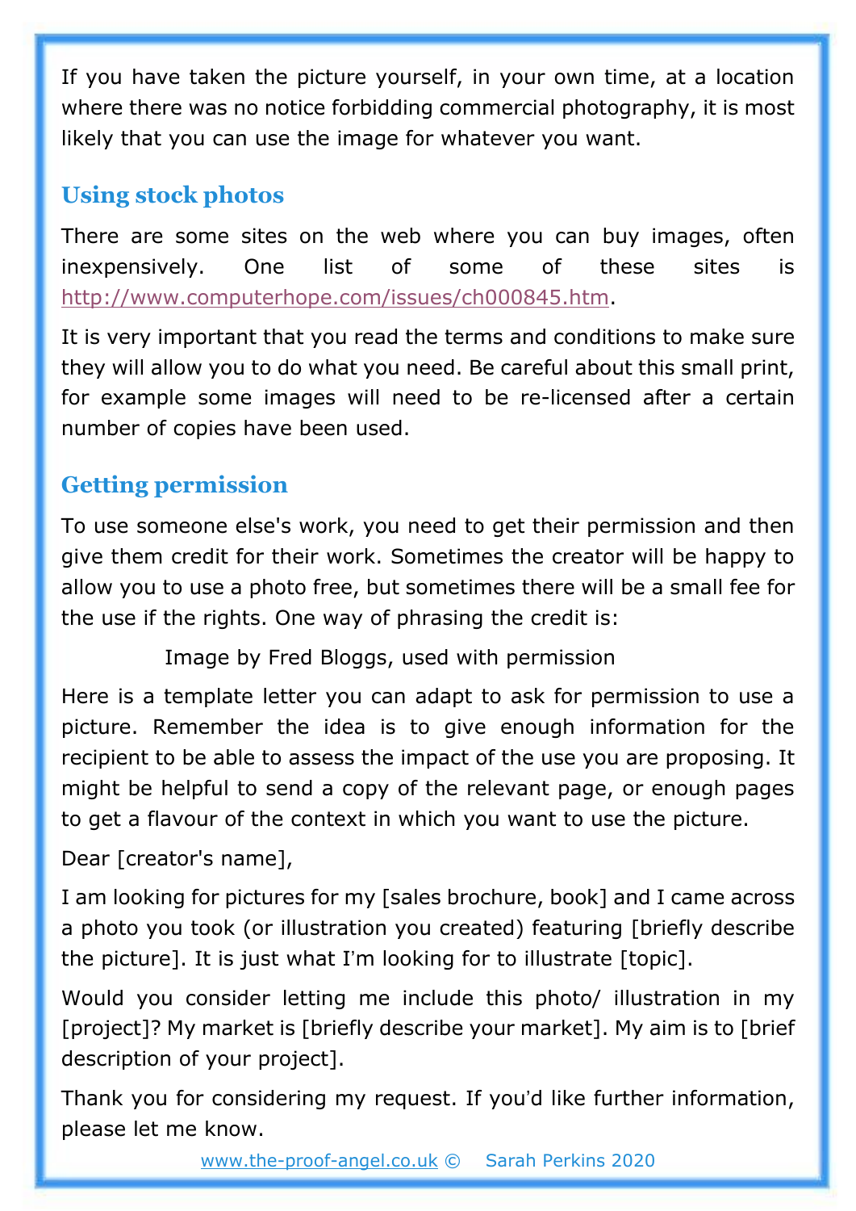If you have taken the picture yourself, in your own time, at a location where there was no notice forbidding commercial photography, it is most likely that you can use the image for whatever you want.

## Using stock photos

There are some sites on the web where you can buy images, often inexpensively. One list of some of these sites is http://www.computerhope.com/issues/ch000845.htm.

It is very important that you read the terms and conditions to make sure they will allow you to do what you need. Be careful about this small print, for example some images will need to be re-licensed after a certain number of copies have been used.

## Getting permission

To use someone else's work, you need to get their permission and then give them credit for their work. Sometimes the creator will be happy to allow you to use a photo free, but sometimes there will be a small fee for the use if the rights. One way of phrasing the credit is:

> Image by Fred Bloggs, used with permission

Here is a template letter you can adapt to ask for permission to use a picture. Remember the idea is to give enough information for the recipient to be able to assess the impact of the use you are proposing. It might be helpful to send a copy of the relevant page, or enough pages to get a flavour of the context in which you want to use the picture.

Dear [creator's name],

I am looking for pictures for my [sales brochure, book] and I came across a photo you took (or illustration you created) featuring [briefly describe the picture]. It is just what I'm looking for to illustrate [topic].

Would you consider letting me include this photo/ illustration in my [project]? My market is [briefly describe your market]. My aim is to [brief description of your project].

Thank you for considering my request. If you'd like further information, please let me know.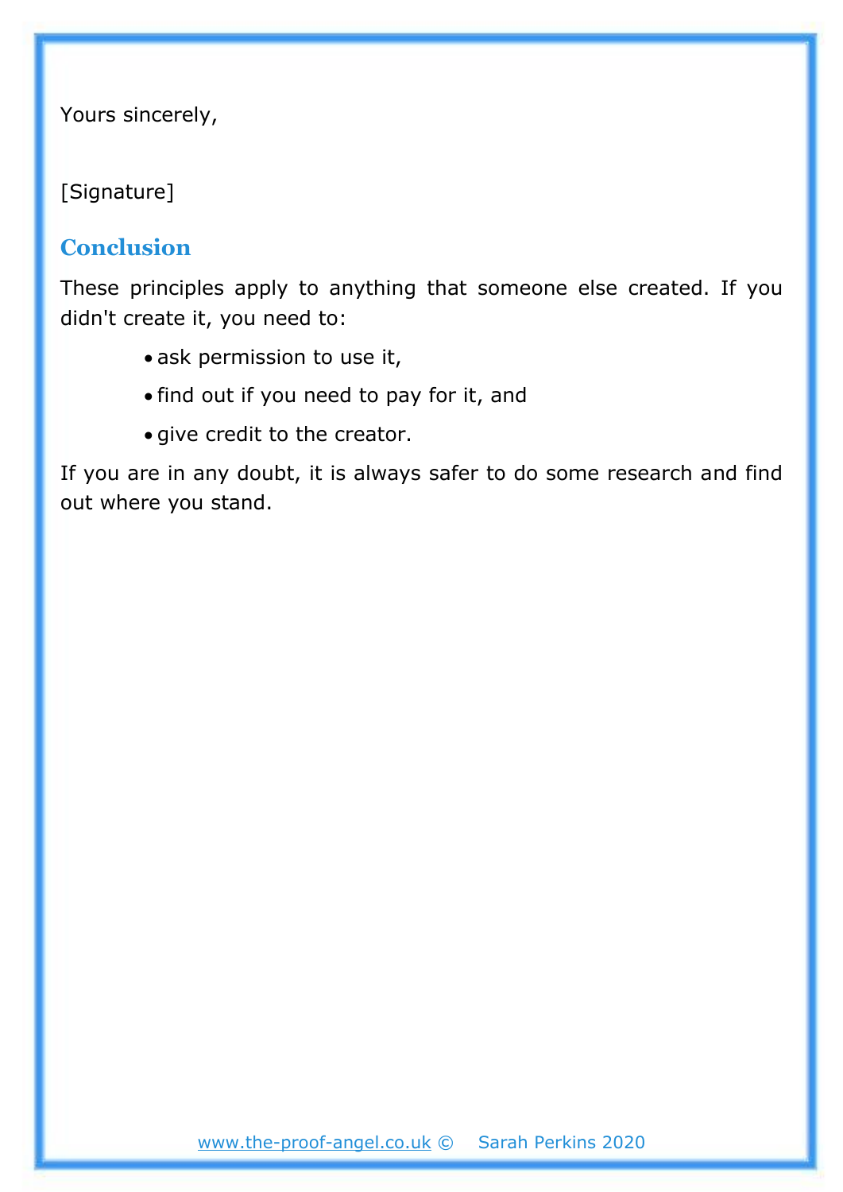Yours sincerely,

[Signature]

## Conclusion

These principles apply to anything that someone else created. If you didn't create it, you need to:

- ask permission to use it,
- find out if you need to pay for it, and
- give credit to the creator.

If you are in any doubt, it is always safer to do some research and find out where you stand.